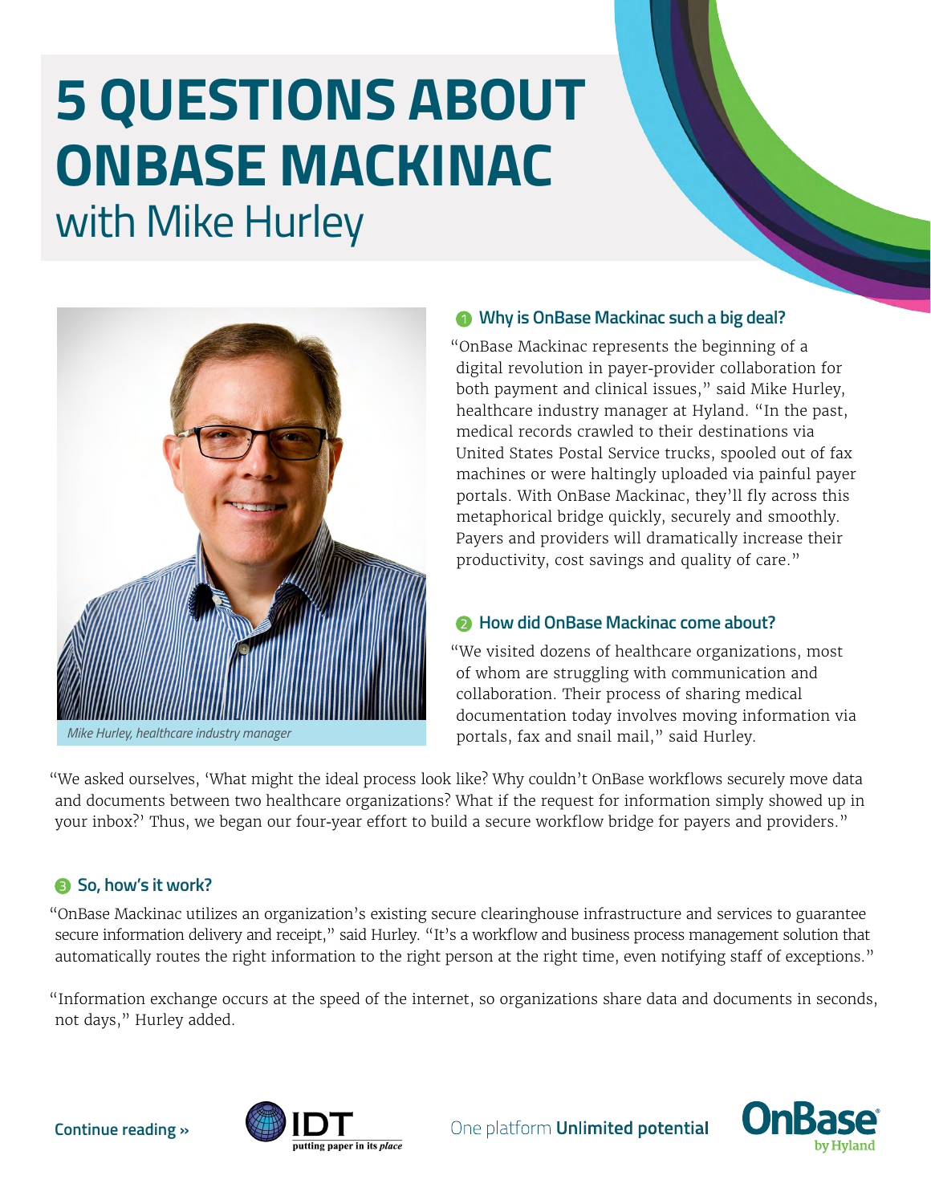# 5 QUESTIONS ABOUT ONBASE MACKINAC

## with Mike Hurley

*Mike Hurley, healthcare industry manager*

### 1 Why is OnBase Mackinac such a big deal?

"OnBase Mackinac represents the beginning of a digital revolution in payer-provider collaboration for both payment and clinical issues," said Mike Hurley, healthcare industry manager at Hyland. "In the past, medical records crawled to their destinations via United States Postal Service trucks, spooled out of fax machines or were haltingly uploaded via painful payer portals. With OnBase Mackinac, they'll fly across this metaphorical bridge quickly, securely and smoothly. Payers and providers will dramatically increase their productivity, cost savings and quality of care."

### 2 How did OnBase Mackinac come about?

"We visited dozens of healthcare organizations, most of whom are struggling with communication and collaboration. Their process of sharing medical documentation today involves moving information via portals, fax and snail mail," said Hurley.

"We asked ourselves, 'What might the ideal process look like? Why couldn't OnBase workflows securely move data and documents between two healthcare organizations? What if the request for information simply showed up in your inbox?' Thus, we began our four-year effort to build a secure workflow bridge for payers and providers."

### 3 So, how's it work?

"OnBase Mackinac utilizes an organization's existing secure clearinghouse infrastructure and services to guarantee secure information delivery and receipt," said Hurley. "It's a workflow and business process management solution that automatically routes the right information to the right person at the right time, even notifying staff of exceptions."

"Information exchange occurs at the speed of the internet, so organizations share data and documents in seconds, not days," Hurley added.

**Continue reading »**

IDT putting paper in its *place*

One platform **Unlimited potential**

OnBase by Hyland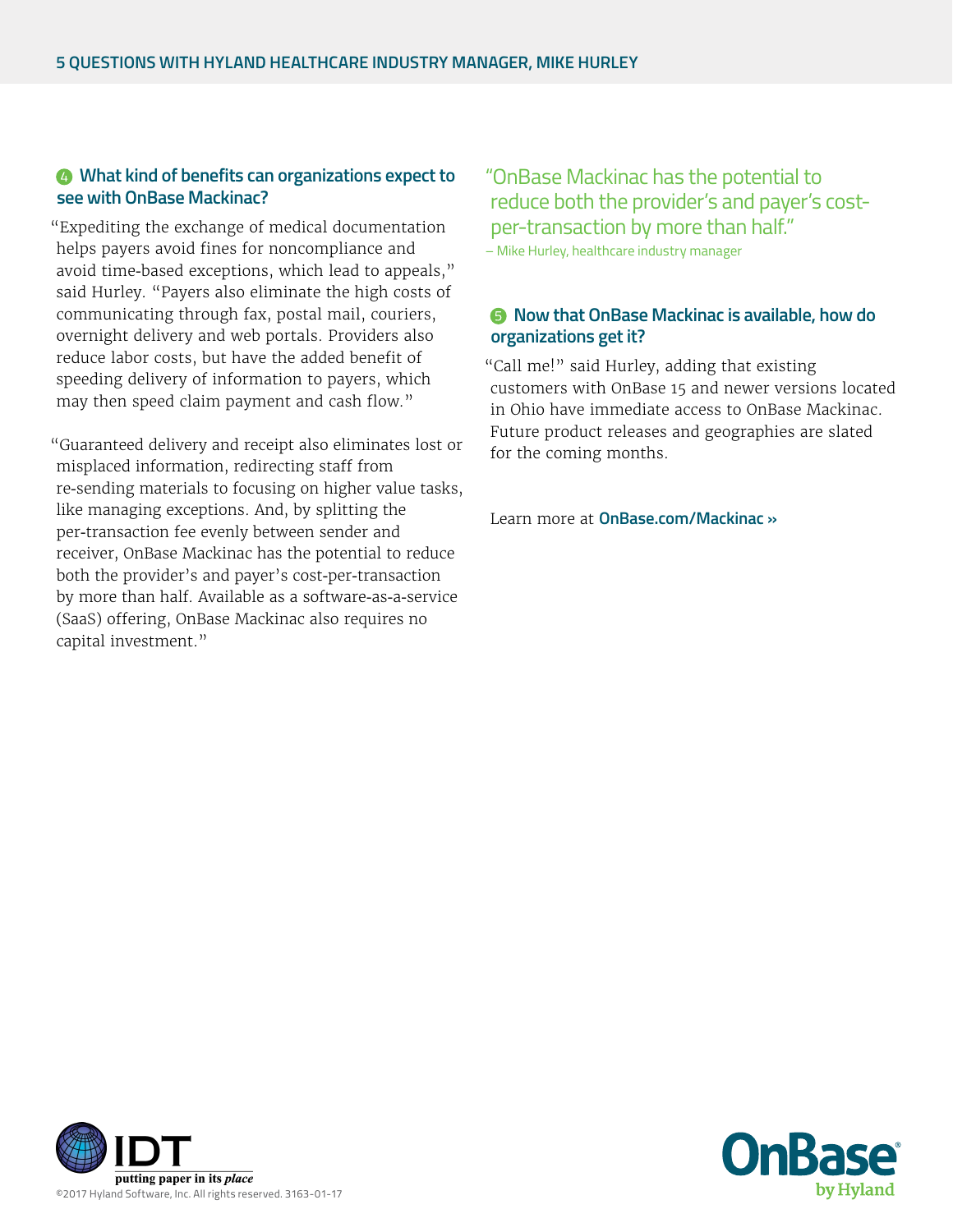## 4 What kind of benefits can organizations expect to see with OnBase Mackinac?

"Expediting the exchange of medical documentation helps payers avoid fines for noncompliance and avoid time-based exceptions, which lead to appeals," said Hurley. "Payers also eliminate the high costs of communicating through fax, postal mail, couriers, overnight delivery and web portals. Providers also reduce labor costs, but have the added benefit of speeding delivery of information to payers, which may then speed claim payment and cash flow."

"Guaranteed delivery and receipt also eliminates lost or misplaced information, redirecting staff from re-sending materials to focusing on higher value tasks, like managing exceptions. And, by splitting the per-transaction fee evenly between sender and receiver, OnBase Mackinac has the potential to reduce both the provider's and payer's cost-per-transaction by more than half. Available as a software-as-a-service (SaaS) offering, OnBase Mackinac also requires no capital investment."

> "OnBase Mackinac has the potential to reduce both the provider's and payer's cost-per-transaction by more than half."
>
> – Mike Hurley, healthcare industry manager

## 5 Now that OnBase Mackinac is available, how do organizations get it?

"Call me!" said Hurley, adding that existing customers with OnBase 15 and newer versions located in Ohio have immediate access to OnBase Mackinac. Future product releases and geographies are slated for the coming months.

Learn more at **OnBase.com/Mackinac ››**

IDT putting paper in its *place*

©2017 Hyland Software, Inc. All rights reserved. 3163-01-17

OnBase by Hyland